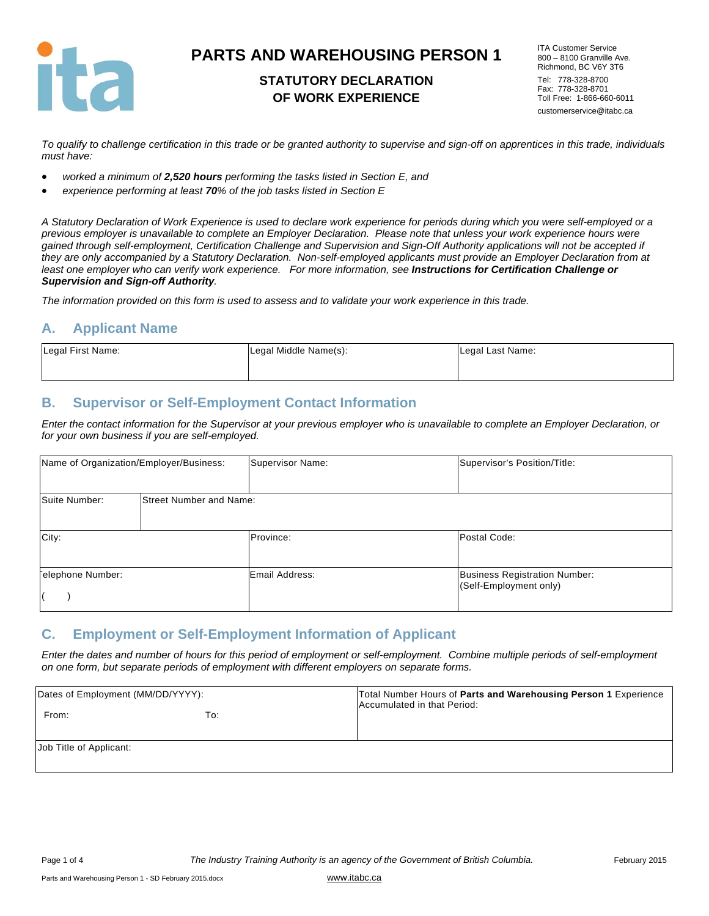# PARTS AND WAREHOUSING PERSON 1

## STATUTORY DECLARATION OF WORK EXPERIENCE

ITA Customer Service
800 – 8100 Granville Ave.
Richmond, BC V6Y 3T6
Tel: 778-328-8700
Fax: 778-328-8701
Toll Free: 1-866-660-6011
customerservice@itabc.ca

*To qualify to challenge certification in this trade or be granted authority to supervise and sign-off on apprentices in this trade, individuals must have:*

- *worked a minimum of **2,520 hours** performing the tasks listed in Section E, and*
- *experience performing at least **70**% of the job tasks listed in Section E*

*A Statutory Declaration of Work Experience is used to declare work experience for periods during which you were self-employed or a previous employer is unavailable to complete an Employer Declaration. Please note that unless your work experience hours were gained through self-employment, Certification Challenge and Supervision and Sign-Off Authority applications will not be accepted if they are only accompanied by a Statutory Declaration. Non-self-employed applicants must provide an Employer Declaration from at least one employer who can verify work experience. For more information, see **Instructions for Certification Challenge or Supervision and Sign-off Authority**.*

*The information provided on this form is used to assess and to validate your work experience in this trade.*

## A. Applicant Name

| Legal First Name: | Legal Middle Name(s): | Legal Last Name: |
|---|---|---|
| | | |

## B. Supervisor or Self-Employment Contact Information

*Enter the contact information for the Supervisor at your previous employer who is unavailable to complete an Employer Declaration, or for your own business if you are self-employed.*

| Name of Organization/Employer/Business: | Supervisor Name: | Supervisor's Position/Title: |
|---|---|---|
| Suite Number: | Street Number and Name: | |
| City: | Province: | Postal Code: |
| Telephone Number: ( ) | Email Address: | Business Registration Number: (Self-Employment only) |

## C. Employment or Self-Employment Information of Applicant

*Enter the dates and number of hours for this period of employment or self-employment. Combine multiple periods of self-employment on one form, but separate periods of employment with different employers on separate forms.*

| Dates of Employment (MM/DD/YYYY): From: To: | Total Number Hours of **Parts and Warehousing Person 1** Experience Accumulated in that Period: |
|---|---|
| Job Title of Applicant: | |

*The Industry Training Authority is an agency of the Government of British Columbia.*

February 2015

www.itabc.ca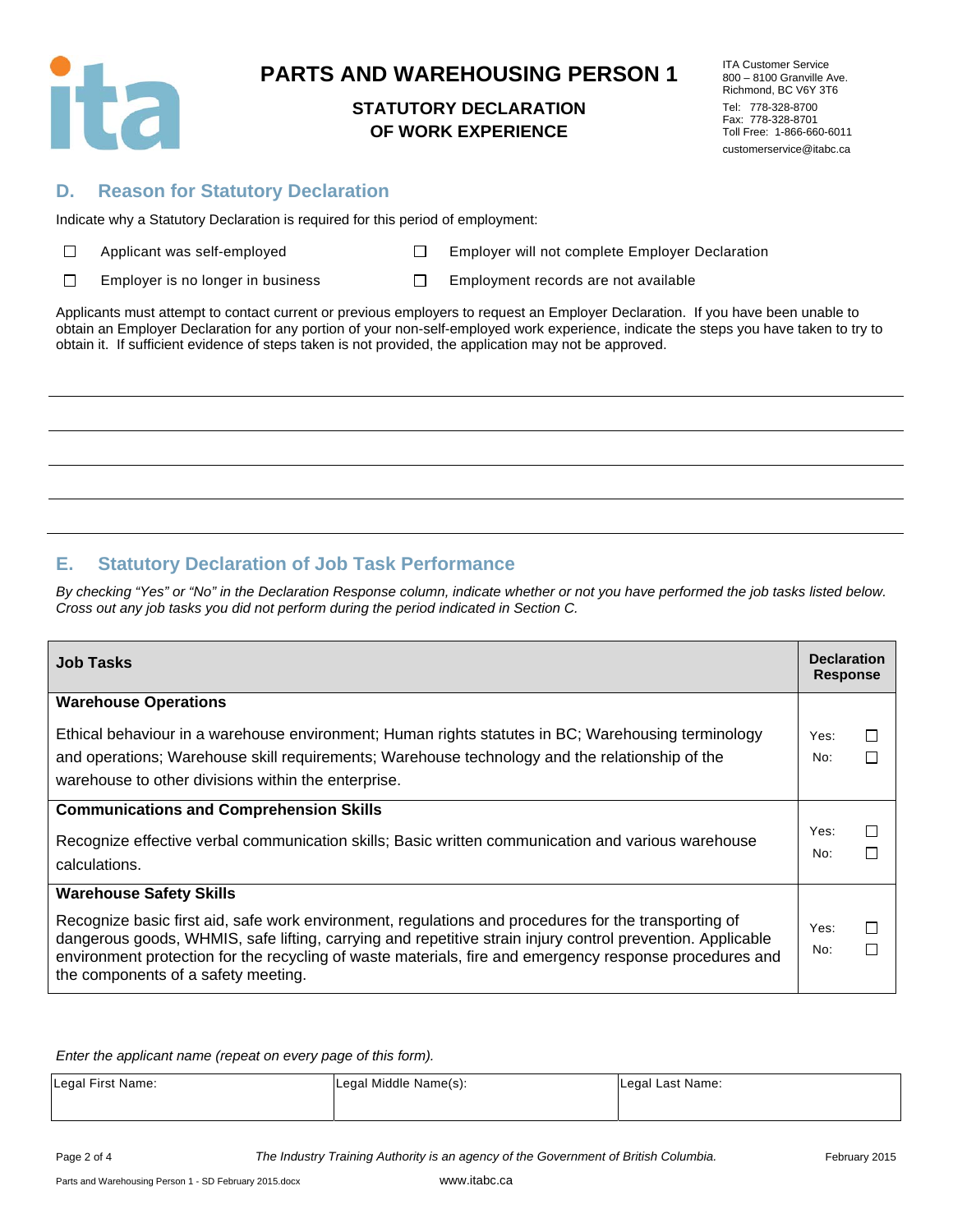# PARTS AND WAREHOUSING PERSON 1

## STATUTORY DECLARATION OF WORK EXPERIENCE

ITA Customer Service
800 – 8100 Granville Ave.
Richmond, BC V6Y 3T6
Tel: 778-328-8700
Fax: 778-328-8701
Toll Free: 1-866-660-6011
customerservice@itabc.ca

## D. Reason for Statutory Declaration

Indicate why a Statutory Declaration is required for this period of employment:

- ☐ Applicant was self-employed
- ☐ Employer will not complete Employer Declaration
- ☐ Employer is no longer in business
- ☐ Employment records are not available

Applicants must attempt to contact current or previous employers to request an Employer Declaration. If you have been unable to obtain an Employer Declaration for any portion of your non-self-employed work experience, indicate the steps you have taken to try to obtain it. If sufficient evidence of steps taken is not provided, the application may not be approved.

_______________________________________________

_______________________________________________

_______________________________________________

_______________________________________________

## E. Statutory Declaration of Job Task Performance

*By checking "Yes" or "No" in the Declaration Response column, indicate whether or not you have performed the job tasks listed below. Cross out any job tasks you did not perform during the period indicated in Section C.*

| Job Tasks | Declaration Response |
|---|---|
| **Warehouse Operations**<br><br>Ethical behaviour in a warehouse environment; Human rights statutes in BC; Warehousing terminology and operations; Warehouse skill requirements; Warehouse technology and the relationship of the warehouse to other divisions within the enterprise. | Yes: ☐<br>No: ☐ |
| **Communications and Comprehension Skills**<br><br>Recognize effective verbal communication skills; Basic written communication and various warehouse calculations. | Yes: ☐<br>No: ☐ |
| **Warehouse Safety Skills**<br><br>Recognize basic first aid, safe work environment, regulations and procedures for the transporting of dangerous goods, WHMIS, safe lifting, carrying and repetitive strain injury control prevention. Applicable environment protection for the recycling of waste materials, fire and emergency response procedures and the components of a safety meeting. | Yes: ☐<br>No: ☐ |

*Enter the applicant name (repeat on every page of this form).*

| Legal First Name: | Legal Middle Name(s): | Legal Last Name: |
|---|---|---|
| | | |

*The Industry Training Authority is an agency of the Government of British Columbia.*

www.itabc.ca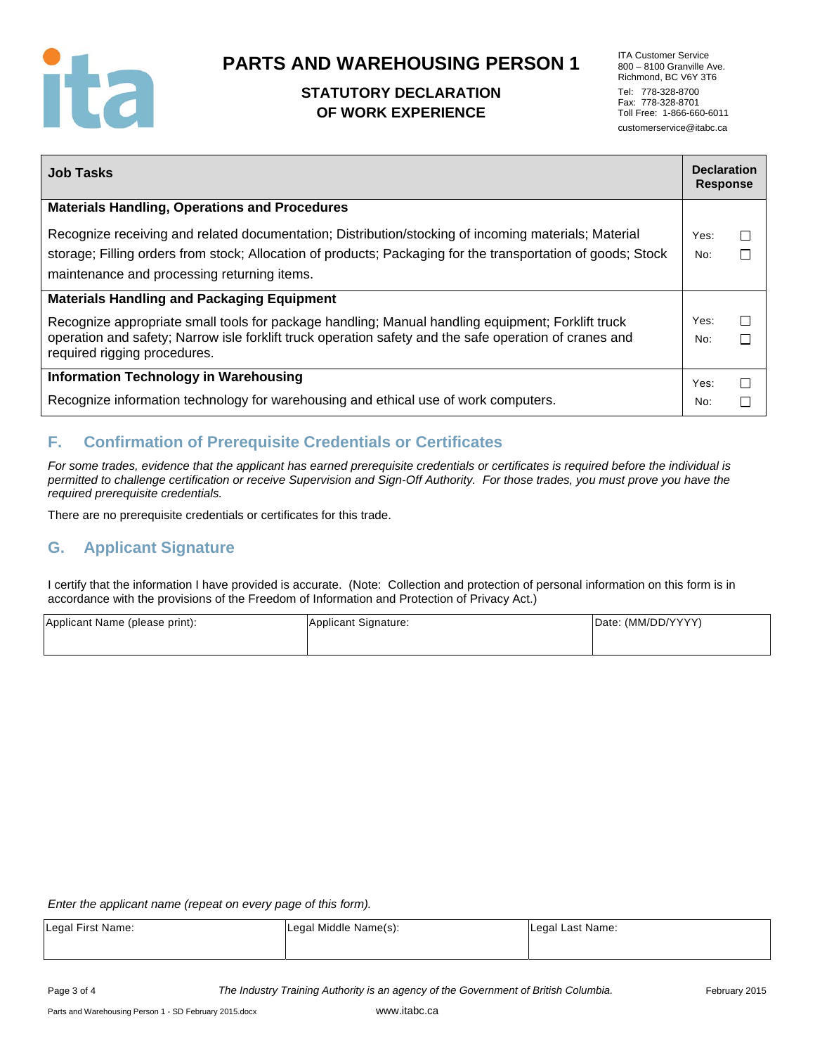| Job Tasks | Declaration Response |
|---|---|
| **Materials Handling, Operations and Procedures** | |
| Recognize receiving and related documentation; Distribution/stocking of incoming materials; Material storage; Filling orders from stock; Allocation of products; Packaging for the transportation of goods; Stock maintenance and processing returning items. | Yes: ☐ No: ☐ |
| **Materials Handling and Packaging Equipment** | |
| Recognize appropriate small tools for package handling; Manual handling equipment; Forklift truck operation and safety; Narrow isle forklift truck operation safety and the safe operation of cranes and required rigging procedures. | Yes: ☐ No: ☐ |
| **Information Technology in Warehousing** | |
| Recognize information technology for warehousing and ethical use of work computers. | Yes: ☐ No: ☐ |

## F. Confirmation of Prerequisite Credentials or Certificates

*For some trades, evidence that the applicant has earned prerequisite credentials or certificates is required before the individual is permitted to challenge certification or receive Supervision and Sign-Off Authority. For those trades, you must prove you have the required prerequisite credentials.*

There are no prerequisite credentials or certificates for this trade.

## G. Applicant Signature

I certify that the information I have provided is accurate. (Note: Collection and protection of personal information on this form is in accordance with the provisions of the Freedom of Information and Protection of Privacy Act.)

| Applicant Name (please print): | Applicant Signature: | Date: (MM/DD/YYYY) |
|---|---|---|
| | | |

*Enter the applicant name (repeat on every page of this form).*

| Legal First Name: | Legal Middle Name(s): | Legal Last Name: |
|---|---|---|
| | | |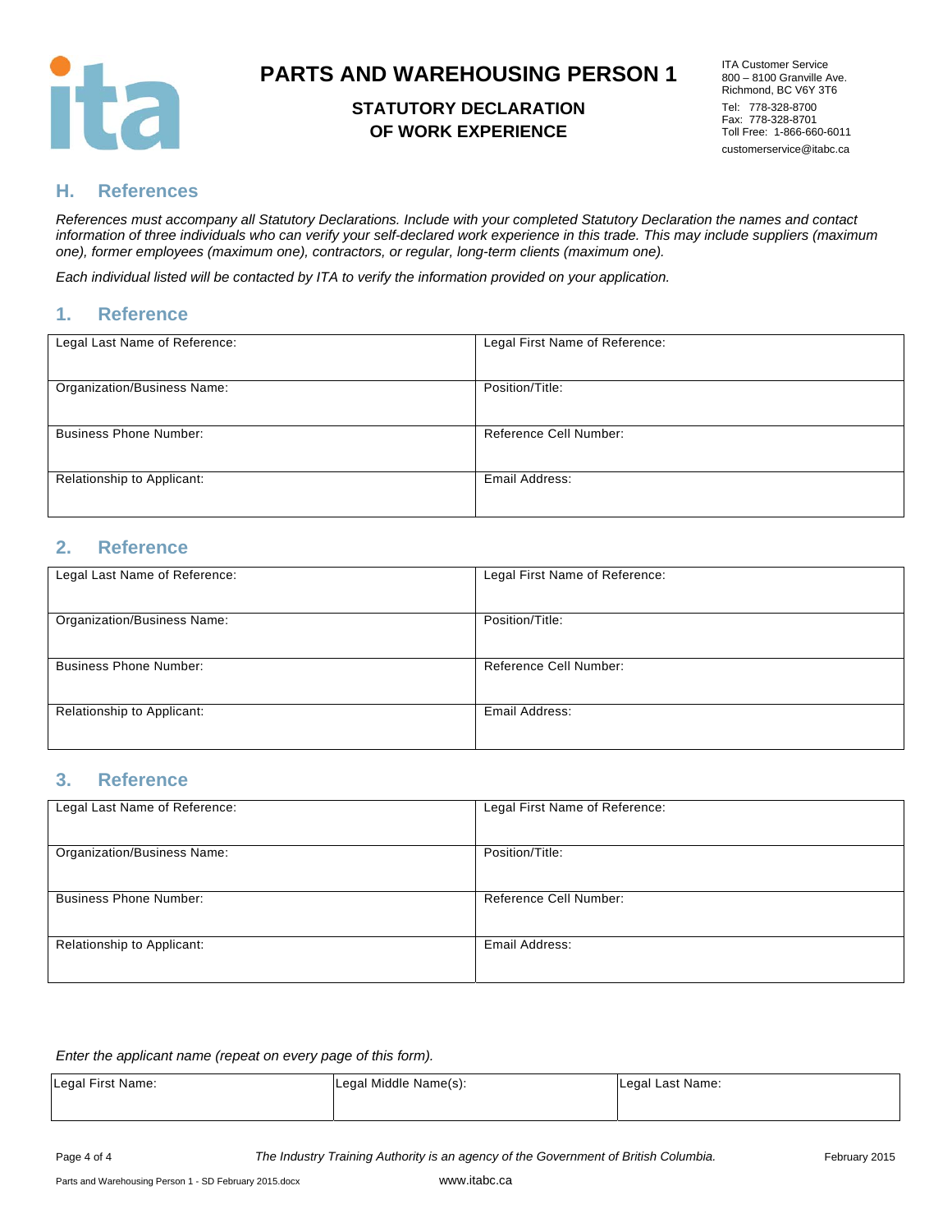## H. References

*References must accompany all Statutory Declarations. Include with your completed Statutory Declaration the names and contact information of three individuals who can verify your self-declared work experience in this trade. This may include suppliers (maximum one), former employees (maximum one), contractors, or regular, long-term clients (maximum one).*

*Each individual listed will be contacted by ITA to verify the information provided on your application.*

### 1. Reference

| | |
|---|---|
| Legal Last Name of Reference: | Legal First Name of Reference: |
| Organization/Business Name: | Position/Title: |
| Business Phone Number: | Reference Cell Number: |
| Relationship to Applicant: | Email Address: |

### 2. Reference

| | |
|---|---|
| Legal Last Name of Reference: | Legal First Name of Reference: |
| Organization/Business Name: | Position/Title: |
| Business Phone Number: | Reference Cell Number: |
| Relationship to Applicant: | Email Address: |

### 3. Reference

| | |
|---|---|
| Legal Last Name of Reference: | Legal First Name of Reference: |
| Organization/Business Name: | Position/Title: |
| Business Phone Number: | Reference Cell Number: |
| Relationship to Applicant: | Email Address: |

*Enter the applicant name (repeat on every page of this form).*

| | | |
|---|---|---|
| Legal First Name: | Legal Middle Name(s): | Legal Last Name: |